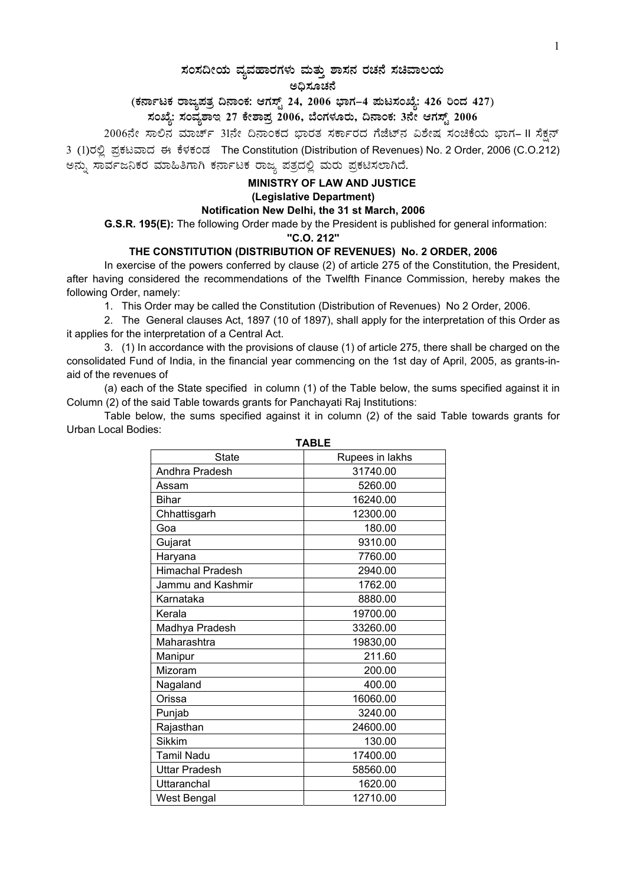# ಸಂಸದೀಯ ವ್ಯವಹಾರಗಳು ಮತ್ತು ಶಾಸನ ರಚನೆ ಸಚಿವಾಲಯ

## ಅಧಿಸೂಚನೆ

**(ಕರ್ನಾಟಕ ರಾಜ್ಯಪತ್ರ ದಿನಾಂಕ: ಆಗಸ್ಟ್ 24, 2006 ಭಾಗ–4 ಪುಟಸಂಖ್ಯೆ: 426 ರಿಂದ 427)**

**ಸಂಖ್ಯೆ: ಸಂವ್ಯಶಾಇ 27 ಕೇಶಾಪ್ರ 2006, ಬೆಂಗಳೂರು, ದಿನಾಂಕ: 3ನೇ ಆಗಸ್ಟ್ 2006**

2006ನೇ ಸಾಲಿನ ಮಾರ್ಚ್ 31ನೇ ದಿನಾಂಕದ ಭಾರತ ಸರ್ಕಾರದ ಗೆಜೆಟ್‌ನ ವಿಶೇಷ ಸಂಚಿಕೆಯ ಭಾಗ– II ಸೆಕ್ಷನ್ 3 (1)ರಲ್ಲಿ ಪ್ರಕಟವಾದ ಈ ಕೆಳಕಂಡ The Constitution (Distribution of Revenues) No. 2 Order, 2006 (C.O.212) ಅನ್ನು ಸಾರ್ವಜನಿಕರ ಮಾಹಿತಿಗಾಗಿ ಕರ್ನಾಟಕ ರಾಜ್ಯ ಪತ್ರದಲ್ಲಿ ಮರು ಪ್ರಕಟಿಸಲಾಗಿದೆ.

**MINISTRY OF LAW AND JUSTICE**
**(Legislative Department)**
**Notification New Delhi, the 31 st March, 2006**

**G.S.R. 195(E):** The following Order made by the President is published for general information:

**"C.O. 212"**

**THE CONSTITUTION (DISTRIBUTION OF REVENUES) No. 2 ORDER, 2006**

In exercise of the powers conferred by clause (2) of article 275 of the Constitution, the President, after having considered the recommendations of the Twelfth Finance Commission, hereby makes the following Order, namely:

1. This Order may be called the Constitution (Distribution of Revenues) No 2 Order, 2006.

2. The General clauses Act, 1897 (10 of 1897), shall apply for the interpretation of this Order as it applies for the interpretation of a Central Act.

3. (1) In accordance with the provisions of clause (1) of article 275, there shall be charged on the consolidated Fund of India, in the financial year commencing on the 1st day of April, 2005, as grants-in-aid of the revenues of

(a) each of the State specified in column (1) of the Table below, the sums specified against it in Column (2) of the said Table towards grants for Panchayati Raj Institutions:

Table below, the sums specified against it in column (2) of the said Table towards grants for Urban Local Bodies:

**TABLE**

| State | Rupees in lakhs |
|---|---|
| Andhra Pradesh | 31740.00 |
| Assam | 5260.00 |
| Bihar | 16240.00 |
| Chhattisgarh | 12300.00 |
| Goa | 180.00 |
| Gujarat | 9310.00 |
| Haryana | 7760.00 |
| Himachal Pradesh | 2940.00 |
| Jammu and Kashmir | 1762.00 |
| Karnataka | 8880.00 |
| Kerala | 19700.00 |
| Madhya Pradesh | 33260.00 |
| Maharashtra | 19830,00 |
| Manipur | 211.60 |
| Mizoram | 200.00 |
| Nagaland | 400.00 |
| Orissa | 16060.00 |
| Punjab | 3240.00 |
| Rajasthan | 24600.00 |
| Sikkim | 130.00 |
| Tamil Nadu | 17400.00 |
| Uttar Pradesh | 58560.00 |
| Uttaranchal | 1620.00 |
| West Bengal | 12710.00 |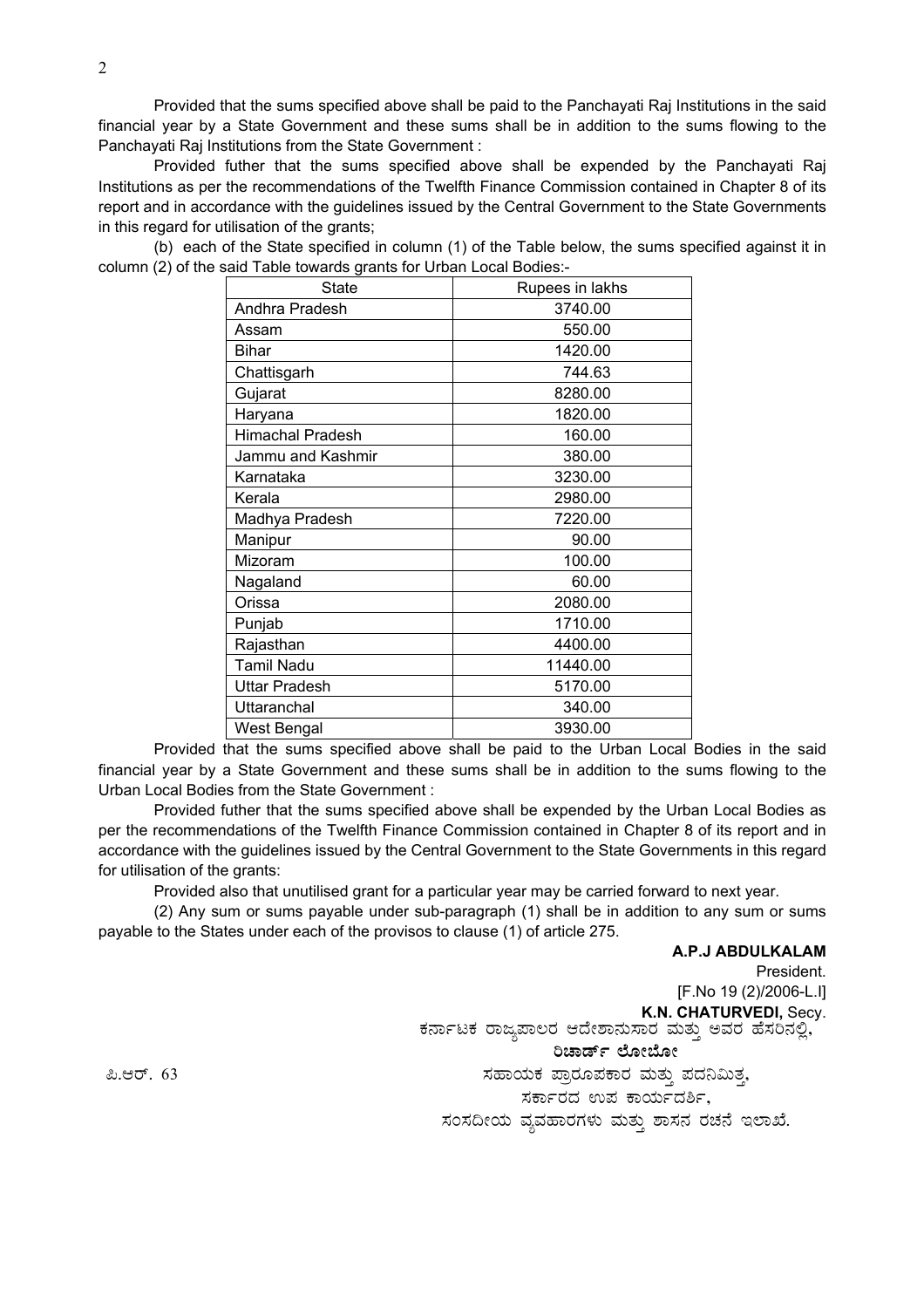Provided that the sums specified above shall be paid to the Panchayati Raj Institutions in the said financial year by a State Government and these sums shall be in addition to the sums flowing to the Panchayati Raj Institutions from the State Government :

Provided futher that the sums specified above shall be expended by the Panchayati Raj Institutions as per the recommendations of the Twelfth Finance Commission contained in Chapter 8 of its report and in accordance with the guidelines issued by the Central Government to the State Governments in this regard for utilisation of the grants;

(b) each of the State specified in column (1) of the Table below, the sums specified against it in column (2) of the said Table towards grants for Urban Local Bodies:-

| State | Rupees in lakhs |
|---|---|
| Andhra Pradesh | 3740.00 |
| Assam | 550.00 |
| Bihar | 1420.00 |
| Chattisgarh | 744.63 |
| Gujarat | 8280.00 |
| Haryana | 1820.00 |
| Himachal Pradesh | 160.00 |
| Jammu and Kashmir | 380.00 |
| Karnataka | 3230.00 |
| Kerala | 2980.00 |
| Madhya Pradesh | 7220.00 |
| Manipur | 90.00 |
| Mizoram | 100.00 |
| Nagaland | 60.00 |
| Orissa | 2080.00 |
| Punjab | 1710.00 |
| Rajasthan | 4400.00 |
| Tamil Nadu | 11440.00 |
| Uttar Pradesh | 5170.00 |
| Uttaranchal | 340.00 |
| West Bengal | 3930.00 |

Provided that the sums specified above shall be paid to the Urban Local Bodies in the said financial year by a State Government and these sums shall be in addition to the sums flowing to the Urban Local Bodies from the State Government :

Provided futher that the sums specified above shall be expended by the Urban Local Bodies as per the recommendations of the Twelfth Finance Commission contained in Chapter 8 of its report and in accordance with the guidelines issued by the Central Government to the State Governments in this regard for utilisation of the grants:

Provided also that unutilised grant for a particular year may be carried forward to next year.

(2) Any sum or sums payable under sub-paragraph (1) shall be in addition to any sum or sums payable to the States under each of the provisos to clause (1) of article 275.

**A.P.J ABDULKALAM**
President.
[F.No 19 (2)/2006-L.I]
**K.N. CHATURVEDI,** Secy.

ಕರ್ನಾಟಕ ರಾಜ್ಯಪಾಲರ ಆದೇಶಾನುಸಾರ ಮತ್ತು ಅವರ ಹೆಸರಿನಲ್ಲಿ,
**ರಿಚಾರ್ಡ್ ಲೋಬೋ**
ಸಹಾಯಕ ಪ್ರಾರೂಪಕಾರ ಮತ್ತು ಪದನಿಮಿತ್ತ,
ಸರ್ಕಾರದ ಉಪ ಕಾರ್ಯದರ್ಶಿ,
ಸಂಸದೀಯ ವ್ಯವಹಾರಗಳು ಮತ್ತು ಶಾಸನ ರಚನೆ ಇಲಾಖೆ.

ಪಿ.ಆರ್. 63